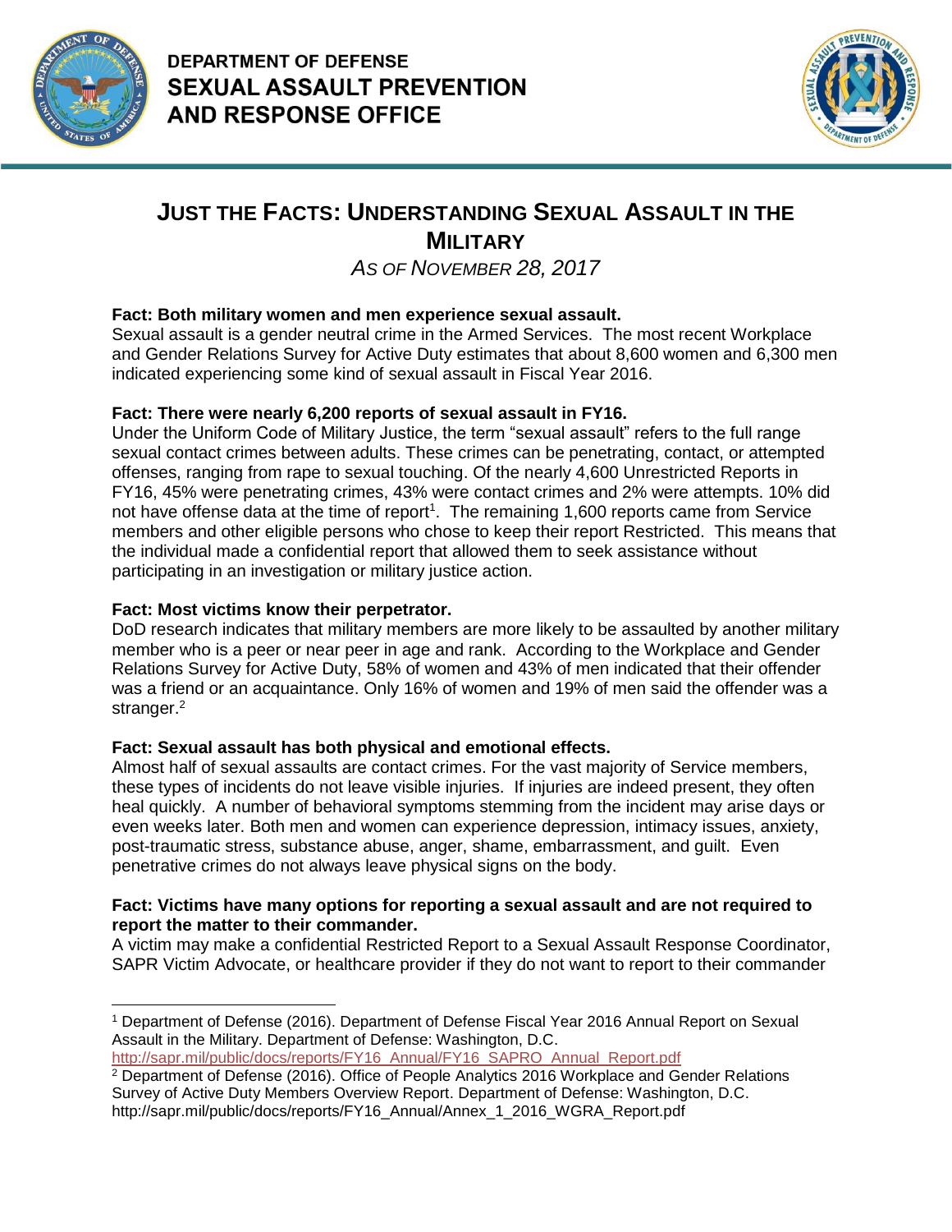**DEPARTMENT OF DEFENSE**
**SEXUAL ASSAULT PREVENTION AND RESPONSE OFFICE**

# JUST THE FACTS: UNDERSTANDING SEXUAL ASSAULT IN THE MILITARY

*AS OF NOVEMBER 28, 2017*

**Fact: Both military women and men experience sexual assault.**
Sexual assault is a gender neutral crime in the Armed Services. The most recent Workplace and Gender Relations Survey for Active Duty estimates that about 8,600 women and 6,300 men indicated experiencing some kind of sexual assault in Fiscal Year 2016.

**Fact: There were nearly 6,200 reports of sexual assault in FY16.**
Under the Uniform Code of Military Justice, the term "sexual assault" refers to the full range sexual contact crimes between adults. These crimes can be penetrating, contact, or attempted offenses, ranging from rape to sexual touching. Of the nearly 4,600 Unrestricted Reports in FY16, 45% were penetrating crimes, 43% were contact crimes and 2% were attempts. 10% did not have offense data at the time of report[1]. The remaining 1,600 reports came from Service members and other eligible persons who chose to keep their report Restricted. This means that the individual made a confidential report that allowed them to seek assistance without participating in an investigation or military justice action.

**Fact: Most victims know their perpetrator.**
DoD research indicates that military members are more likely to be assaulted by another military member who is a peer or near peer in age and rank. According to the Workplace and Gender Relations Survey for Active Duty, 58% of women and 43% of men indicated that their offender was a friend or an acquaintance. Only 16% of women and 19% of men said the offender was a stranger.[2]

**Fact: Sexual assault has both physical and emotional effects.**
Almost half of sexual assaults are contact crimes. For the vast majority of Service members, these types of incidents do not leave visible injuries. If injuries are indeed present, they often heal quickly. A number of behavioral symptoms stemming from the incident may arise days or even weeks later. Both men and women can experience depression, intimacy issues, anxiety, post-traumatic stress, substance abuse, anger, shame, embarrassment, and guilt. Even penetrative crimes do not always leave physical signs on the body.

**Fact: Victims have many options for reporting a sexual assault and are not required to report the matter to their commander.**
A victim may make a confidential Restricted Report to a Sexual Assault Response Coordinator, SAPR Victim Advocate, or healthcare provider if they do not want to report to their commander

---

[1] Department of Defense (2016). Department of Defense Fiscal Year 2016 Annual Report on Sexual Assault in the Military. Department of Defense: Washington, D.C. http://sapr.mil/public/docs/reports/FY16_Annual/FY16_SAPRO_Annual_Report.pdf

[2] Department of Defense (2016). Office of People Analytics 2016 Workplace and Gender Relations Survey of Active Duty Members Overview Report. Department of Defense: Washington, D.C. http://sapr.mil/public/docs/reports/FY16_Annual/Annex_1_2016_WGRA_Report.pdf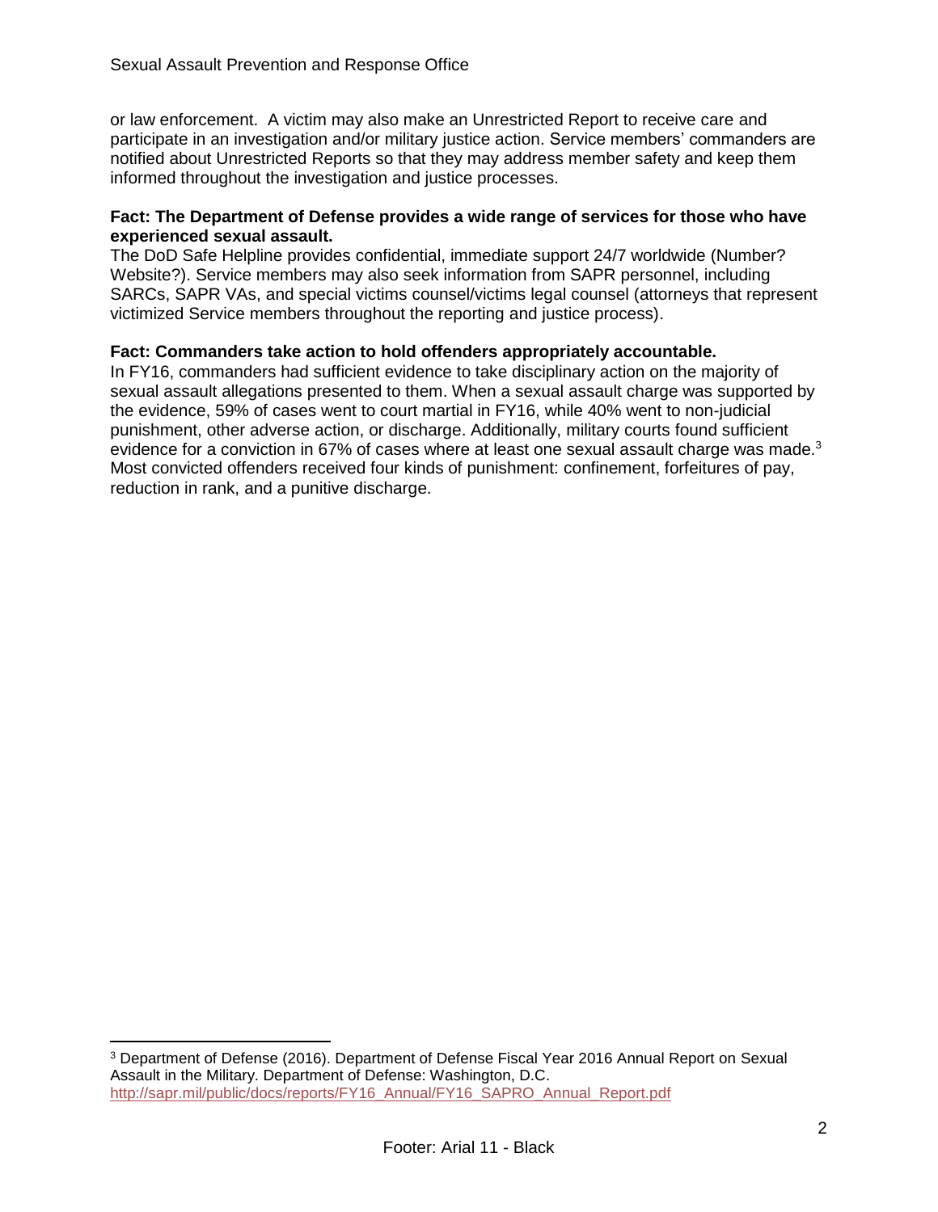or law enforcement.  A victim may also make an Unrestricted Report to receive care and participate in an investigation and/or military justice action. Service members' commanders are notified about Unrestricted Reports so that they may address member safety and keep them informed throughout the investigation and justice processes.

**Fact: The Department of Defense provides a wide range of services for those who have experienced sexual assault.**

The DoD Safe Helpline provides confidential, immediate support 24/7 worldwide (Number? Website?). Service members may also seek information from SAPR personnel, including SARCs, SAPR VAs, and special victims counsel/victims legal counsel (attorneys that represent victimized Service members throughout the reporting and justice process).

**Fact: Commanders take action to hold offenders appropriately accountable.**

In FY16, commanders had sufficient evidence to take disciplinary action on the majority of sexual assault allegations presented to them. When a sexual assault charge was supported by the evidence, 59% of cases went to court martial in FY16, while 40% went to non-judicial punishment, other adverse action, or discharge. Additionally, military courts found sufficient evidence for a conviction in 67% of cases where at least one sexual assault charge was made.[3] Most convicted offenders received four kinds of punishment: confinement, forfeitures of pay, reduction in rank, and a punitive discharge.

---

[3] Department of Defense (2016). Department of Defense Fiscal Year 2016 Annual Report on Sexual Assault in the Military. Department of Defense: Washington, D.C. http://sapr.mil/public/docs/reports/FY16_Annual/FY16_SAPRO_Annual_Report.pdf

Footer: Arial 11 - Black